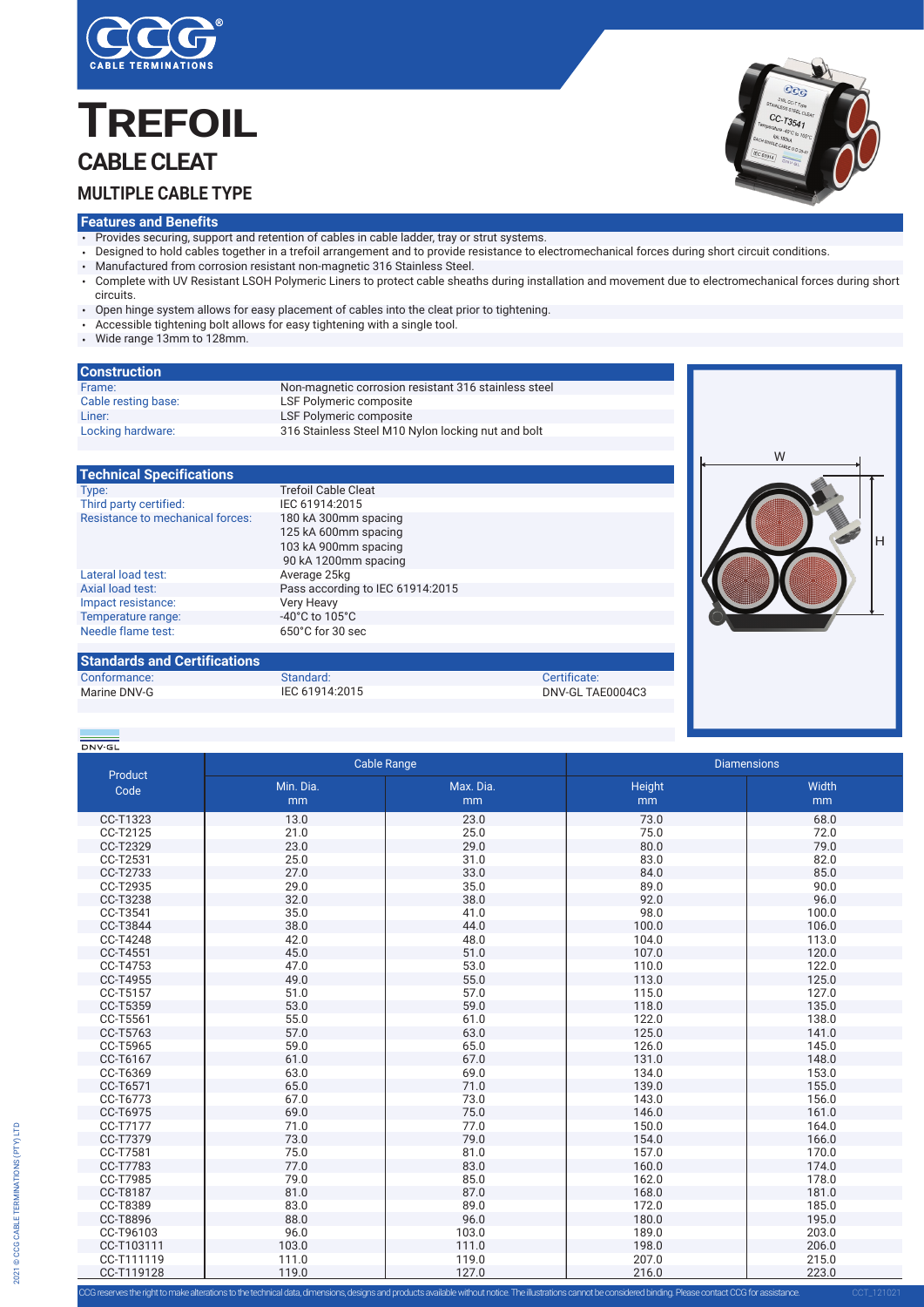CCG CABLE TERMINATIONS

# TREFOIL
## CABLE CLEAT
### MULTIPLE CABLE TYPE

## Features and Benefits

- Provides securing, support and retention of cables in cable ladder, tray or strut systems.
- Designed to hold cables together in a trefoil arrangement and to provide resistance to electromechanical forces during short circuit conditions.
- Manufactured from corrosion resistant non-magnetic 316 Stainless Steel.
- Complete with UV Resistant LSOH Polymeric Liners to protect cable sheaths during installation and movement due to electromechanical forces during short circuits.
- Open hinge system allows for easy placement of cables into the cleat prior to tightening.
- Accessible tightening bolt allows for easy tightening with a single tool.
- Wide range 13mm to 128mm.

## Construction

| | |
|---|---|
| Frame: | Non-magnetic corrosion resistant 316 stainless steel |
| Cable resting base: | LSF Polymeric composite |
| Liner: | LSF Polymeric composite |
| Locking hardware: | 316 Stainless Steel M10 Nylon locking nut and bolt |

## Technical Specifications

| | |
|---|---|
| Type: | Trefoil Cable Cleat |
| Third party certified: | IEC 61914:2015 |
| Resistance to mechanical forces: | 180 kA 300mm spacing<br>125 kA 600mm spacing<br>103 kA 900mm spacing<br>90 kA 1200mm spacing |
| Lateral load test: | Average 25kg |
| Axial load test: | Pass according to IEC 61914:2015 |
| Impact resistance: | Very Heavy |
| Temperature range: | -40°C to 105°C |
| Needle flame test: | 650°C for 30 sec |

## Standards and Certifications

| Conformance: | Standard: | Certificate: |
|---|---|---|
| Marine DNV-G | IEC 61914:2015 | DNV-GL TAE0004C3 |

DNV-GL

W

H

| Product Code | Cable Range | | Diamensions | |
|---|---|---|---|---|
| | Min. Dia. mm | Max. Dia. mm | Height mm | Width mm |
| CC-T1323 | 13.0 | 23.0 | 73.0 | 68.0 |
| CC-T2125 | 21.0 | 25.0 | 75.0 | 72.0 |
| CC-T2329 | 23.0 | 29.0 | 80.0 | 79.0 |
| CC-T2531 | 25.0 | 31.0 | 83.0 | 82.0 |
| CC-T2733 | 27.0 | 33.0 | 84.0 | 85.0 |
| CC-T2935 | 29.0 | 35.0 | 89.0 | 90.0 |
| CC-T3238 | 32.0 | 38.0 | 92.0 | 96.0 |
| CC-T3541 | 35.0 | 41.0 | 98.0 | 100.0 |
| CC-T3844 | 38.0 | 44.0 | 100.0 | 106.0 |
| CC-T4248 | 42.0 | 48.0 | 104.0 | 113.0 |
| CC-T4551 | 45.0 | 51.0 | 107.0 | 120.0 |
| CC-T4753 | 47.0 | 53.0 | 110.0 | 122.0 |
| CC-T4955 | 49.0 | 55.0 | 113.0 | 125.0 |
| CC-T5157 | 51.0 | 57.0 | 115.0 | 127.0 |
| CC-T5359 | 53.0 | 59.0 | 118.0 | 135.0 |
| CC-T5561 | 55.0 | 61.0 | 122.0 | 138.0 |
| CC-T5763 | 57.0 | 63.0 | 125.0 | 141.0 |
| CC-T5965 | 59.0 | 65.0 | 126.0 | 145.0 |
| CC-T6167 | 61.0 | 67.0 | 131.0 | 148.0 |
| CC-T6369 | 63.0 | 69.0 | 134.0 | 153.0 |
| CC-T6571 | 65.0 | 71.0 | 139.0 | 155.0 |
| CC-T6773 | 67.0 | 73.0 | 143.0 | 156.0 |
| CC-T6975 | 69.0 | 75.0 | 146.0 | 161.0 |
| CC-T7177 | 71.0 | 77.0 | 150.0 | 164.0 |
| CC-T7379 | 73.0 | 79.0 | 154.0 | 166.0 |
| CC-T7581 | 75.0 | 81.0 | 157.0 | 170.0 |
| CC-T7783 | 77.0 | 83.0 | 160.0 | 174.0 |
| CC-T7985 | 79.0 | 85.0 | 162.0 | 178.0 |
| CC-T8187 | 81.0 | 87.0 | 168.0 | 181.0 |
| CC-T8389 | 83.0 | 89.0 | 172.0 | 185.0 |
| CC-T8896 | 88.0 | 96.0 | 180.0 | 195.0 |
| CC-T96103 | 96.0 | 103.0 | 189.0 | 203.0 |
| CC-T103111 | 103.0 | 111.0 | 198.0 | 206.0 |
| CC-T111119 | 111.0 | 119.0 | 207.0 | 215.0 |
| CC-T119128 | 119.0 | 127.0 | 216.0 | 223.0 |

CCG reserves the right to make alterations to the technical data, dimensions, designs and products available without notice. The illustrations cannot be considered binding. Please contact CCG for assistance.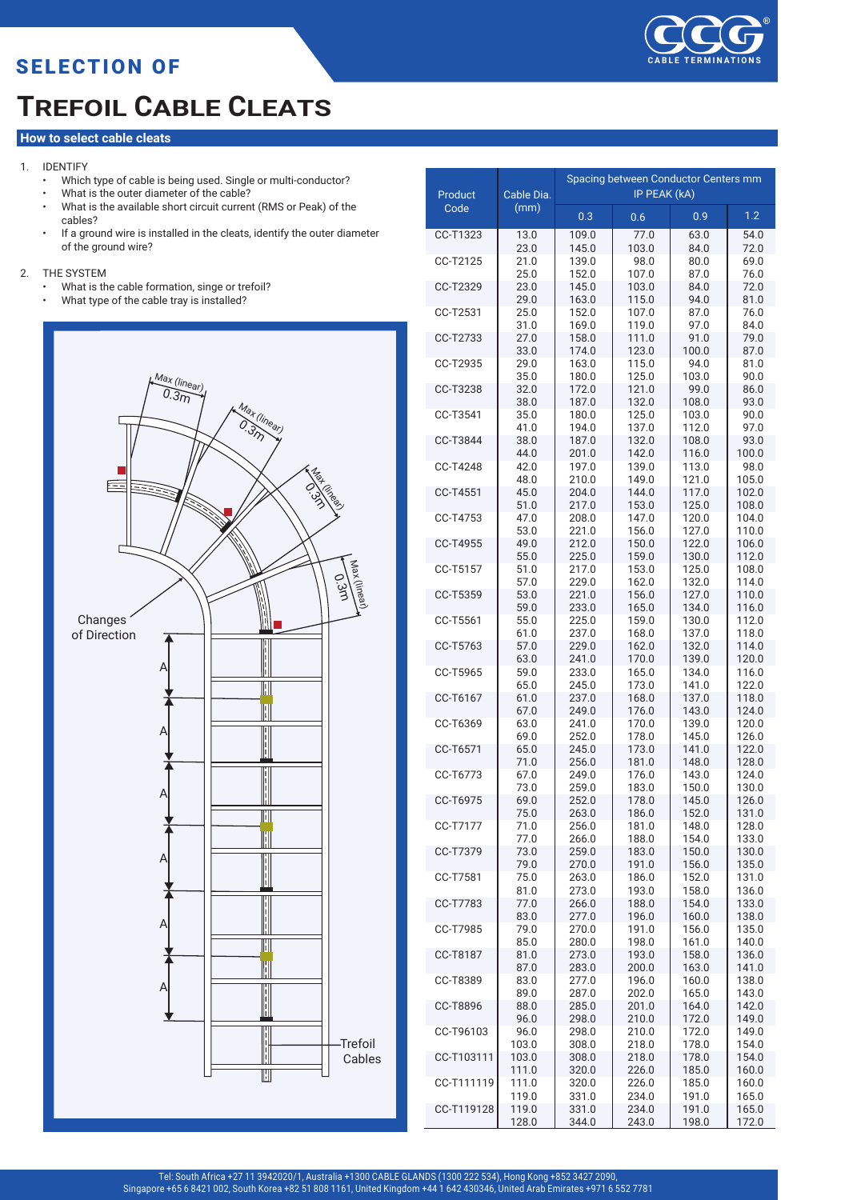## SELECTION OF

# TREFOIL CABLE CLEATS

### How to select cable cleats

1. IDENTIFY
   - Which type of cable is being used. Single or multi-conductor?
   - What is the outer diameter of the cable?
   - What is the available short circuit current (RMS or Peak) of the cables?
   - If a ground wire is installed in the cleats, identify the outer diameter of the ground wire?

2. THE SYSTEM
   - What is the cable formation, singe or trefoil?
   - What type of the cable tray is installed?

Max (linear) 0.3m

Max (linear) 0.3m

Max (linear) 0.3m

Max (linear) 0.3m

Changes of Direction

A

A

A

A

A

A

Trefoil Cables

| Product Code | Cable Dia. (mm) | Spacing between Conductor Centers mm IP PEAK (kA) | | | |
|---|---|---|---|---|---|
| | | 0.3 | 0.6 | 0.9 | 1.2 |
| CC-T1323 | 13.0 | 109.0 | 77.0 | 63.0 | 54.0 |
| | 23.0 | 145.0 | 103.0 | 84.0 | 72.0 |
| CC-T2125 | 21.0 | 139.0 | 98.0 | 80.0 | 69.0 |
| | 25.0 | 152.0 | 107.0 | 87.0 | 76.0 |
| CC-T2329 | 23.0 | 145.0 | 103.0 | 84.0 | 72.0 |
| | 29.0 | 163.0 | 115.0 | 94.0 | 81.0 |
| CC-T2531 | 25.0 | 152.0 | 107.0 | 87.0 | 76.0 |
| | 31.0 | 169.0 | 119.0 | 97.0 | 84.0 |
| CC-T2733 | 27.0 | 158.0 | 111.0 | 91.0 | 79.0 |
| | 33.0 | 174.0 | 123.0 | 100.0 | 87.0 |
| CC-T2935 | 29.0 | 163.0 | 115.0 | 94.0 | 81.0 |
| | 35.0 | 180.0 | 125.0 | 103.0 | 90.0 |
| CC-T3238 | 32.0 | 172.0 | 121.0 | 99.0 | 86.0 |
| | 38.0 | 187.0 | 132.0 | 108.0 | 93.0 |
| CC-T3541 | 35.0 | 180.0 | 125.0 | 103.0 | 90.0 |
| | 41.0 | 194.0 | 137.0 | 112.0 | 97.0 |
| CC-T3844 | 38.0 | 187.0 | 132.0 | 108.0 | 93.0 |
| | 44.0 | 201.0 | 142.0 | 116.0 | 100.0 |
| CC-T4248 | 42.0 | 197.0 | 139.0 | 113.0 | 98.0 |
| | 48.0 | 210.0 | 149.0 | 121.0 | 105.0 |
| CC-T4551 | 45.0 | 204.0 | 144.0 | 117.0 | 102.0 |
| | 51.0 | 217.0 | 153.0 | 125.0 | 108.0 |
| CC-T4753 | 47.0 | 208.0 | 147.0 | 120.0 | 104.0 |
| | 53.0 | 221.0 | 156.0 | 127.0 | 110.0 |
| CC-T4955 | 49.0 | 212.0 | 150.0 | 122.0 | 106.0 |
| | 55.0 | 225.0 | 159.0 | 130.0 | 112.0 |
| CC-T5157 | 51.0 | 217.0 | 153.0 | 125.0 | 108.0 |
| | 57.0 | 229.0 | 162.0 | 132.0 | 114.0 |
| CC-T5359 | 53.0 | 221.0 | 156.0 | 127.0 | 110.0 |
| | 59.0 | 233.0 | 165.0 | 134.0 | 116.0 |
| CC-T5561 | 55.0 | 225.0 | 159.0 | 130.0 | 112.0 |
| | 61.0 | 237.0 | 168.0 | 137.0 | 118.0 |
| CC-T5763 | 57.0 | 229.0 | 162.0 | 132.0 | 114.0 |
| | 63.0 | 241.0 | 170.0 | 139.0 | 120.0 |
| CC-T5965 | 59.0 | 233.0 | 165.0 | 134.0 | 116.0 |
| | 65.0 | 245.0 | 173.0 | 141.0 | 122.0 |
| CC-T6167 | 61.0 | 237.0 | 168.0 | 137.0 | 118.0 |
| | 67.0 | 249.0 | 176.0 | 143.0 | 124.0 |
| CC-T6369 | 63.0 | 241.0 | 170.0 | 139.0 | 120.0 |
| | 69.0 | 252.0 | 178.0 | 145.0 | 126.0 |
| CC-T6571 | 65.0 | 245.0 | 173.0 | 141.0 | 122.0 |
| | 71.0 | 256.0 | 181.0 | 148.0 | 128.0 |
| CC-T6773 | 67.0 | 249.0 | 176.0 | 143.0 | 124.0 |
| | 73.0 | 259.0 | 183.0 | 150.0 | 130.0 |
| CC-T6975 | 69.0 | 252.0 | 178.0 | 145.0 | 126.0 |
| | 75.0 | 263.0 | 186.0 | 152.0 | 131.0 |
| CC-T7177 | 71.0 | 256.0 | 181.0 | 148.0 | 128.0 |
| | 77.0 | 266.0 | 188.0 | 154.0 | 133.0 |
| CC-T7379 | 73.0 | 259.0 | 183.0 | 150.0 | 130.0 |
| | 79.0 | 270.0 | 191.0 | 156.0 | 135.0 |
| CC-T7581 | 75.0 | 263.0 | 186.0 | 152.0 | 131.0 |
| | 81.0 | 273.0 | 193.0 | 158.0 | 136.0 |
| CC-T7783 | 77.0 | 266.0 | 188.0 | 154.0 | 133.0 |
| | 83.0 | 277.0 | 196.0 | 160.0 | 138.0 |
| CC-T7985 | 79.0 | 270.0 | 191.0 | 156.0 | 135.0 |
| | 85.0 | 280.0 | 198.0 | 161.0 | 140.0 |
| CC-T8187 | 81.0 | 273.0 | 193.0 | 158.0 | 136.0 |
| | 87.0 | 283.0 | 200.0 | 163.0 | 141.0 |
| CC-T8389 | 83.0 | 277.0 | 196.0 | 160.0 | 138.0 |
| | 89.0 | 287.0 | 202.0 | 165.0 | 143.0 |
| CC-T8896 | 88.0 | 285.0 | 201.0 | 164.0 | 142.0 |
| | 96.0 | 298.0 | 210.0 | 172.0 | 149.0 |
| CC-T96103 | 96.0 | 298.0 | 210.0 | 172.0 | 149.0 |
| | 103.0 | 308.0 | 218.0 | 178.0 | 154.0 |
| CC-T103111 | 103.0 | 308.0 | 218.0 | 178.0 | 154.0 |
| | 111.0 | 320.0 | 226.0 | 185.0 | 160.0 |
| CC-T111119 | 111.0 | 320.0 | 226.0 | 185.0 | 160.0 |
| | 119.0 | 331.0 | 234.0 | 191.0 | 165.0 |
| CC-T119128 | 119.0 | 331.0 | 234.0 | 191.0 | 165.0 |
| | 128.0 | 344.0 | 243.0 | 198.0 | 172.0 |

Tel: South Africa +27 11 3942020/1, Australia +1300 CABLE GLANDS (1300 222 534), Hong Kong +852 3427 2090, Singapore +65 6 8421 002, South Korea +82 51 808 1161, United Kingdom +44 1 642 430346, United Arab Emirates +971 6 552 7781